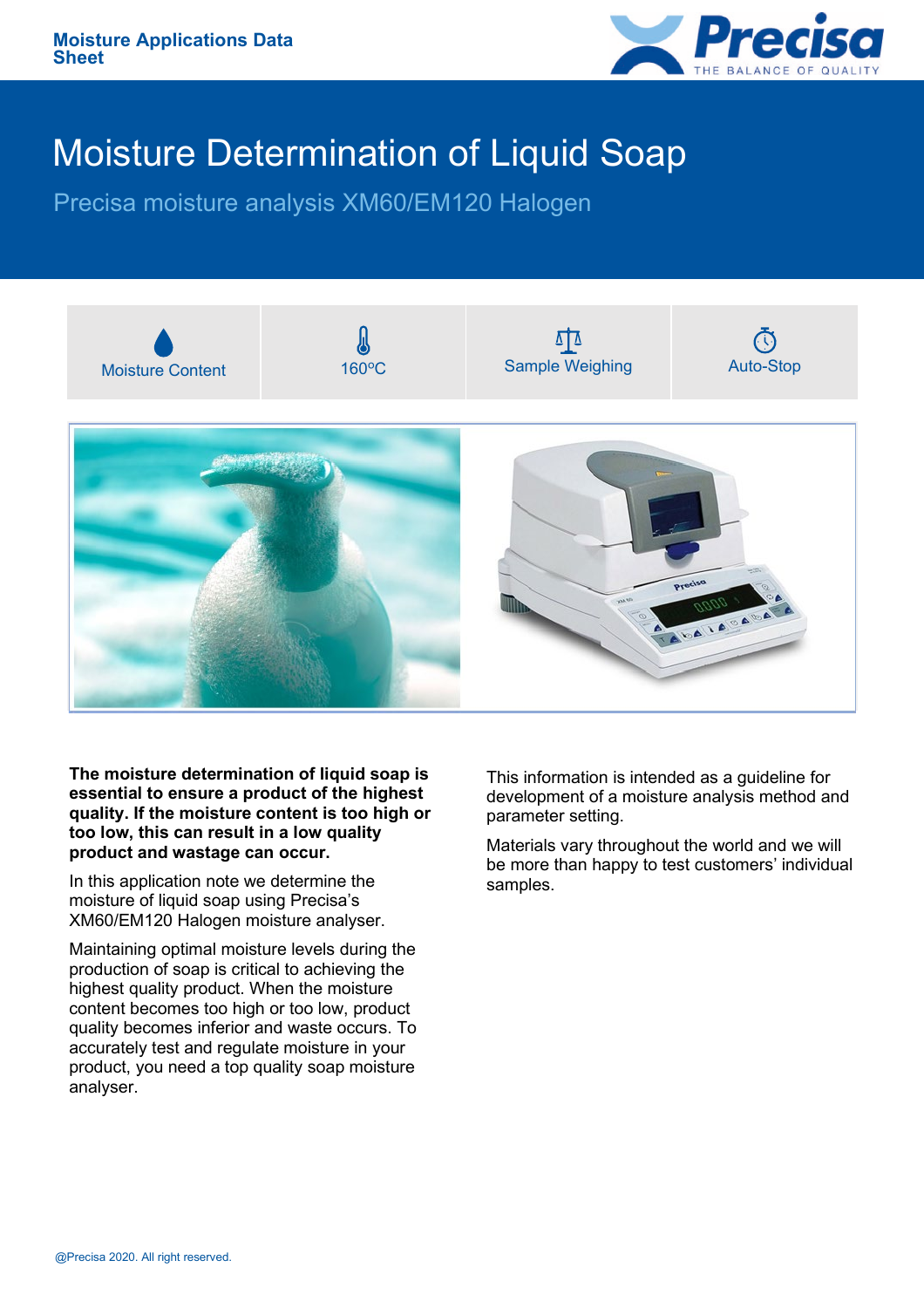Moisture Applications Data Sheet

# Moisture Determination of Liquid Soap

## Precisa moisture analysis XM60/EM120 Halogen

| Moisture Content | 160ºC | Sample Weighing | Auto-Stop |
|---|---|---|---|

**The moisture determination of liquid soap is essential to ensure a product of the highest quality. If the moisture content is too high or too low, this can result in a low quality product and wastage can occur.**

In this application note we determine the moisture of liquid soap using Precisa's XM60/EM120 Halogen moisture analyser.

Maintaining optimal moisture levels during the production of soap is critical to achieving the highest quality product. When the moisture content becomes too high or too low, product quality becomes inferior and waste occurs. To accurately test and regulate moisture in your product, you need a top quality soap moisture analyser.

This information is intended as a guideline for development of a moisture analysis method and parameter setting.

Materials vary throughout the world and we will be more than happy to test customers' individual samples.

@Precisa 2020. All right reserved.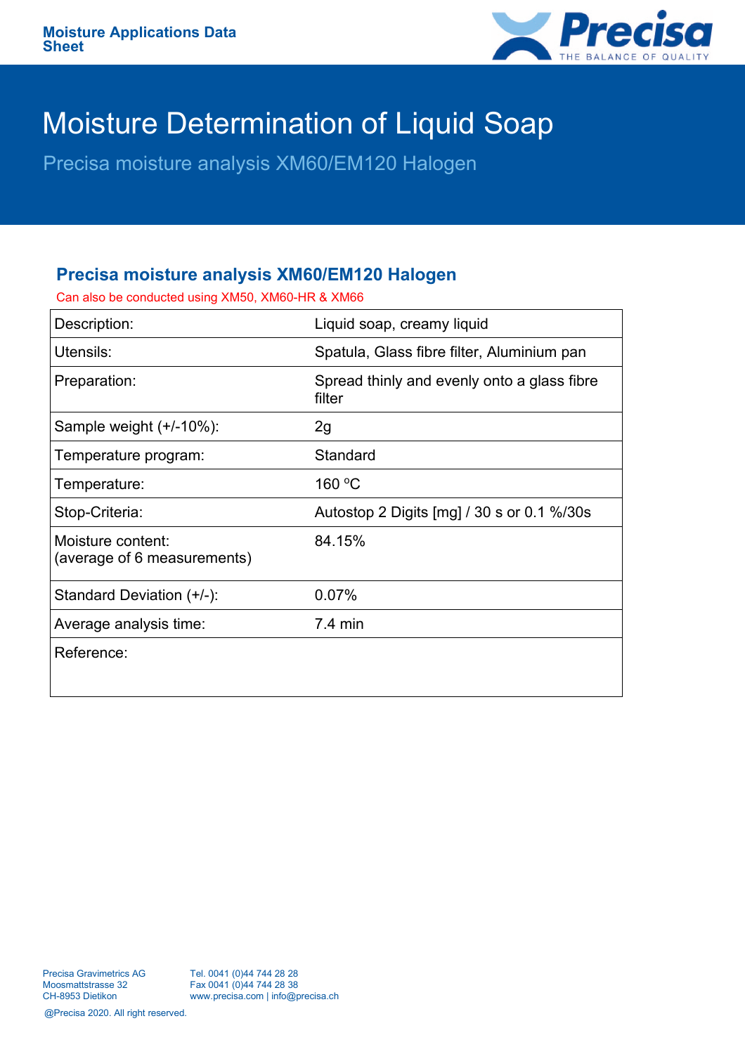Moisture Applications Data Sheet

# Moisture Determination of Liquid Soap

Precisa moisture analysis XM60/EM120 Halogen

## Precisa moisture analysis XM60/EM120 Halogen

Can also be conducted using XM50, XM60-HR & XM66

| | |
|---|---|
| Description: | Liquid soap, creamy liquid |
| Utensils: | Spatula, Glass fibre filter, Aluminium pan |
| Preparation: | Spread thinly and evenly onto a glass fibre filter |
| Sample weight (+/-10%): | 2g |
| Temperature program: | Standard |
| Temperature: | 160 ºC |
| Stop-Criteria: | Autostop 2 Digits [mg] / 30 s or 0.1 %/30s |
| Moisture content: (average of 6 measurements) | 84.15% |
| Standard Deviation (+/-): | 0.07% |
| Average analysis time: | 7.4 min |
| Reference: | |

Precisa Gravimetrics AG
Moosmattstrasse 32
CH-8953 Dietikon

Tel. 0041 (0)44 744 28 28
Fax 0041 (0)44 744 28 38
www.precisa.com | info@precisa.ch

@Precisa 2020. All right reserved.